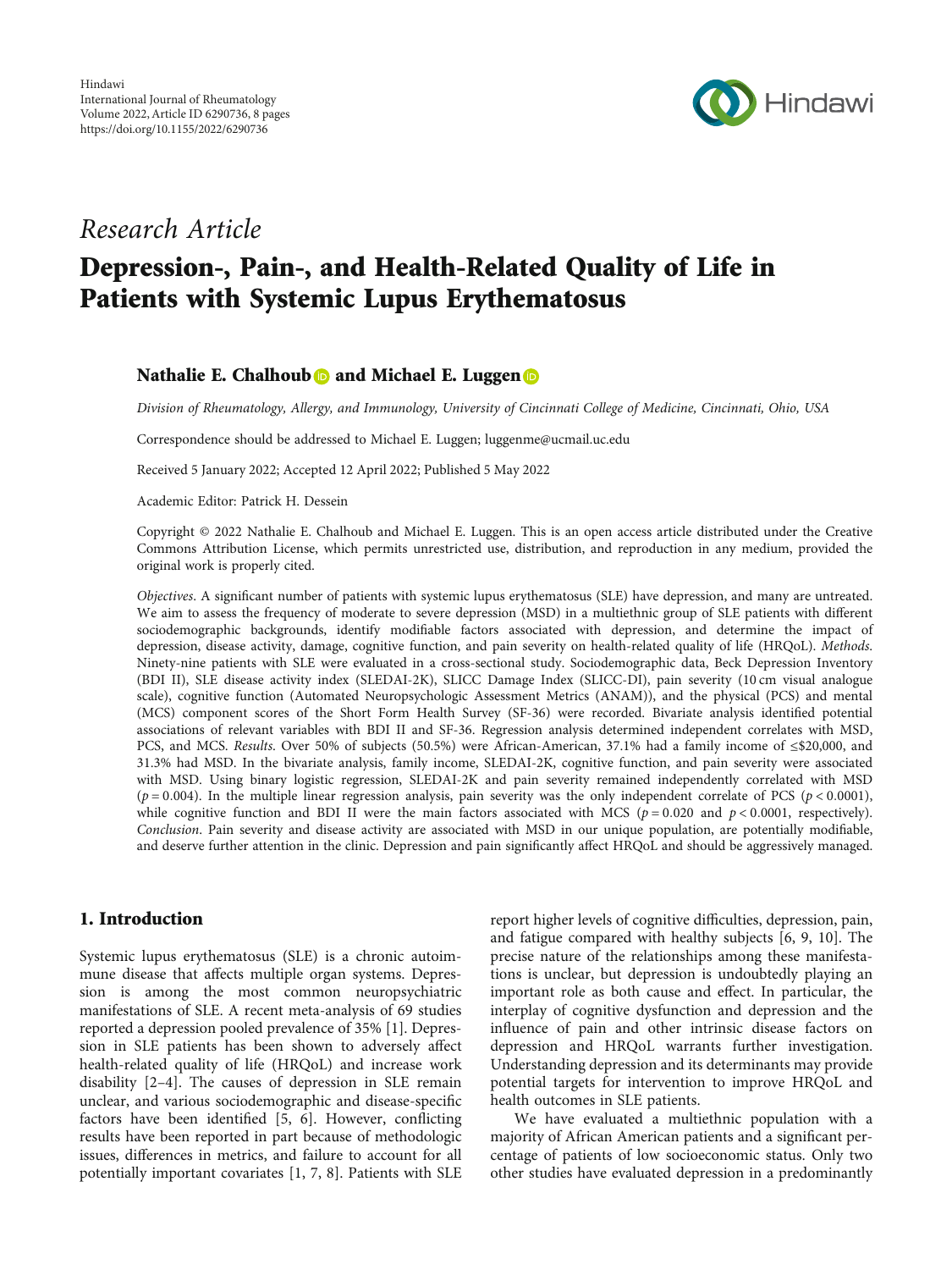Hindawi
International Journal of Rheumatology
Volume 2022, Article ID 6290736, 8 pages
https://doi.org/10.1155/2022/6290736

*Research Article*

# Depression-, Pain-, and Health-Related Quality of Life in Patients with Systemic Lupus Erythematosus

**Nathalie E. Chalhoub and Michael E. Luggen**

*Division of Rheumatology, Allergy, and Immunology, University of Cincinnati College of Medicine, Cincinnati, Ohio, USA*

Correspondence should be addressed to Michael E. Luggen; luggenme@ucmail.uc.edu

Received 5 January 2022; Accepted 12 April 2022; Published 5 May 2022

Academic Editor: Patrick H. Dessein

Copyright © 2022 Nathalie E. Chalhoub and Michael E. Luggen. This is an open access article distributed under the Creative Commons Attribution License, which permits unrestricted use, distribution, and reproduction in any medium, provided the original work is properly cited.

*Objectives*. A significant number of patients with systemic lupus erythematosus (SLE) have depression, and many are untreated. We aim to assess the frequency of moderate to severe depression (MSD) in a multiethnic group of SLE patients with different sociodemographic backgrounds, identify modifiable factors associated with depression, and determine the impact of depression, disease activity, damage, cognitive function, and pain severity on health-related quality of life (HRQoL). *Methods*. Ninety-nine patients with SLE were evaluated in a cross-sectional study. Sociodemographic data, Beck Depression Inventory (BDI II), SLE disease activity index (SLEDAI-2K), SLICC Damage Index (SLICC-DI), pain severity (10 cm visual analogue scale), cognitive function (Automated Neuropsychologic Assessment Metrics (ANAM)), and the physical (PCS) and mental (MCS) component scores of the Short Form Health Survey (SF-36) were recorded. Bivariate analysis identified potential associations of relevant variables with BDI II and SF-36. Regression analysis determined independent correlates with MSD, PCS, and MCS. *Results*. Over 50% of subjects (50.5%) were African-American, 37.1% had a family income of ≤\$20,000, and 31.3% had MSD. In the bivariate analysis, family income, SLEDAI-2K, cognitive function, and pain severity were associated with MSD. Using binary logistic regression, SLEDAI-2K and pain severity remained independently correlated with MSD ($p = 0.004$). In the multiple linear regression analysis, pain severity was the only independent correlate of PCS ($p < 0.0001$), while cognitive function and BDI II were the main factors associated with MCS ($p = 0.020$ and $p < 0.0001$, respectively). *Conclusion*. Pain severity and disease activity are associated with MSD in our unique population, are potentially modifiable, and deserve further attention in the clinic. Depression and pain significantly affect HRQoL and should be aggressively managed.

## 1. Introduction

Systemic lupus erythematosus (SLE) is a chronic autoimmune disease that affects multiple organ systems. Depression is among the most common neuropsychiatric manifestations of SLE. A recent meta-analysis of 69 studies reported a depression pooled prevalence of 35% [1]. Depression in SLE patients has been shown to adversely affect health-related quality of life (HRQoL) and increase work disability [2–4]. The causes of depression in SLE remain unclear, and various sociodemographic and disease-specific factors have been identified [5, 6]. However, conflicting results have been reported in part because of methodologic issues, differences in metrics, and failure to account for all potentially important covariates [1, 7, 8]. Patients with SLE report higher levels of cognitive difficulties, depression, pain, and fatigue compared with healthy subjects [6, 9, 10]. The precise nature of the relationships among these manifestations is unclear, but depression is undoubtedly playing an important role as both cause and effect. In particular, the interplay of cognitive dysfunction and depression and the influence of pain and other intrinsic disease factors on depression and HRQoL warrants further investigation. Understanding depression and its determinants may provide potential targets for intervention to improve HRQoL and health outcomes in SLE patients.

We have evaluated a multiethnic population with a majority of African American patients and a significant percentage of patients of low socioeconomic status. Only two other studies have evaluated depression in a predominantly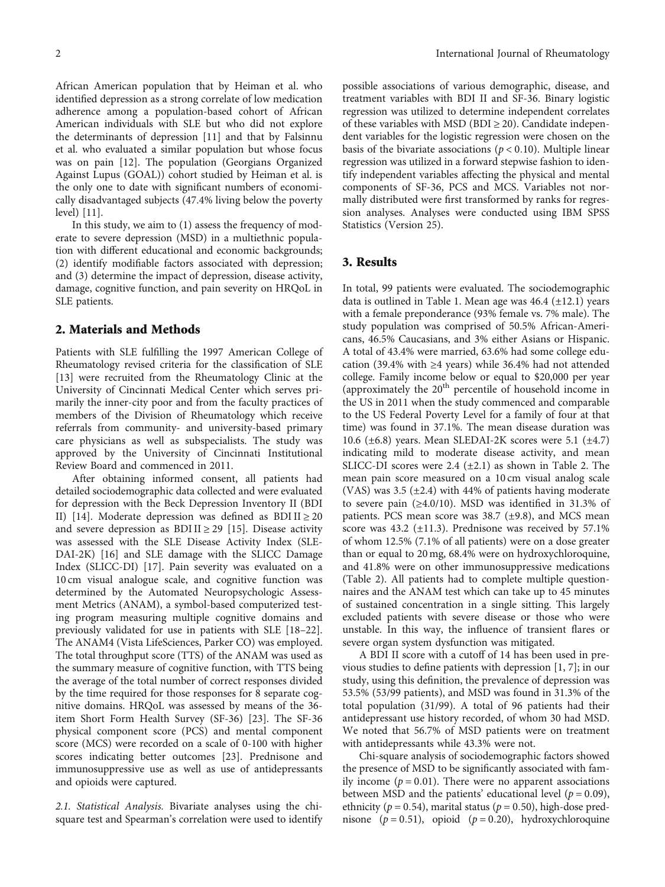African American population that by Heiman et al. who identified depression as a strong correlate of low medication adherence among a population-based cohort of African American individuals with SLE but who did not explore the determinants of depression [11] and that by Falsinnu et al. who evaluated a similar population but whose focus was on pain [12]. The population (Georgians Organized Against Lupus (GOAL)) cohort studied by Heiman et al. is the only one to date with significant numbers of economically disadvantaged subjects (47.4% living below the poverty level) [11].

In this study, we aim to (1) assess the frequency of moderate to severe depression (MSD) in a multiethnic population with different educational and economic backgrounds; (2) identify modifiable factors associated with depression; and (3) determine the impact of depression, disease activity, damage, cognitive function, and pain severity on HRQoL in SLE patients.

## 2. Materials and Methods

Patients with SLE fulfilling the 1997 American College of Rheumatology revised criteria for the classification of SLE [13] were recruited from the Rheumatology Clinic at the University of Cincinnati Medical Center which serves primarily the inner-city poor and from the faculty practices of members of the Division of Rheumatology which receive referrals from community- and university-based primary care physicians as well as subspecialists. The study was approved by the University of Cincinnati Institutional Review Board and commenced in 2011.

After obtaining informed consent, all patients had detailed sociodemographic data collected and were evaluated for depression with the Beck Depression Inventory II (BDI II) [14]. Moderate depression was defined as BDI II $\geq 20$ and severe depression as BDI II $\geq 29$ [15]. Disease activity was assessed with the SLE Disease Activity Index (SLEDAI-2K) [16] and SLE damage with the SLICC Damage Index (SLICC-DI) [17]. Pain severity was evaluated on a 10 cm visual analogue scale, and cognitive function was determined by the Automated Neuropsychologic Assessment Metrics (ANAM), a symbol-based computerized testing program measuring multiple cognitive domains and previously validated for use in patients with SLE [18–22]. The ANAM4 (Vista LifeSciences, Parker CO) was employed. The total throughput score (TTS) of the ANAM was used as the summary measure of cognitive function, with TTS being the average of the total number of correct responses divided by the time required for those responses for 8 separate cognitive domains. HRQoL was assessed by means of the 36-item Short Form Health Survey (SF-36) [23]. The SF-36 physical component score (PCS) and mental component score (MCS) were recorded on a scale of 0-100 with higher scores indicating better outcomes [23]. Prednisone and immunosuppressive use as well as use of antidepressants and opioids were captured.

*2.1. Statistical Analysis.* Bivariate analyses using the chi-square test and Spearman's correlation were used to identify possible associations of various demographic, disease, and treatment variables with BDI II and SF-36. Binary logistic regression was utilized to determine independent correlates of these variables with MSD (BDI $\geq 20$). Candidate independent variables for the logistic regression were chosen on the basis of the bivariate associations ($p < 0.10$). Multiple linear regression was utilized in a forward stepwise fashion to identify independent variables affecting the physical and mental components of SF-36, PCS and MCS. Variables not normally distributed were first transformed by ranks for regression analyses. Analyses were conducted using IBM SPSS Statistics (Version 25).

## 3. Results

In total, 99 patients were evaluated. The sociodemographic data is outlined in Table 1. Mean age was 46.4 (±12.1) years with a female preponderance (93% female vs. 7% male). The study population was comprised of 50.5% African-Americans, 46.5% Caucasians, and 3% either Asians or Hispanic. A total of 43.4% were married, 63.6% had some college education (39.4% with ≥4 years) while 36.4% had not attended college. Family income below or equal to \$20,000 per year (approximately the 20th percentile of household income in the US in 2011 when the study commenced and comparable to the US Federal Poverty Level for a family of four at that time) was found in 37.1%. The mean disease duration was 10.6 (±6.8) years. Mean SLEDAI-2K scores were 5.1 (±4.7) indicating mild to moderate disease activity, and mean SLICC-DI scores were 2.4 (±2.1) as shown in Table 2. The mean pain score measured on a 10 cm visual analog scale (VAS) was 3.5 (±2.4) with 44% of patients having moderate to severe pain (≥4.0/10). MSD was identified in 31.3% of patients. PCS mean score was 38.7 (±9.8), and MCS mean score was 43.2 (±11.3). Prednisone was received by 57.1% of whom 12.5% (7.1% of all patients) were on a dose greater than or equal to 20 mg, 68.4% were on hydroxychloroquine, and 41.8% were on other immunosuppressive medications (Table 2). All patients had to complete multiple questionnaires and the ANAM test which can take up to 45 minutes of sustained concentration in a single sitting. This largely excluded patients with severe disease or those who were unstable. In this way, the influence of transient flares or severe organ system dysfunction was mitigated.

A BDI II score with a cutoff of 14 has been used in previous studies to define patients with depression [1, 7]; in our study, using this definition, the prevalence of depression was 53.5% (53/99 patients), and MSD was found in 31.3% of the total population (31/99). A total of 96 patients had their antidepressant use history recorded, of whom 30 had MSD. We noted that 56.7% of MSD patients were on treatment with antidepressants while 43.3% were not.

Chi-square analysis of sociodemographic factors showed the presence of MSD to be significantly associated with family income ($p = 0.01$). There were no apparent associations between MSD and the patients' educational level ($p = 0.09$), ethnicity ($p = 0.54$), marital status ($p = 0.50$), high-dose prednisone ($p = 0.51$), opioid ($p = 0.20$), hydroxychloroquine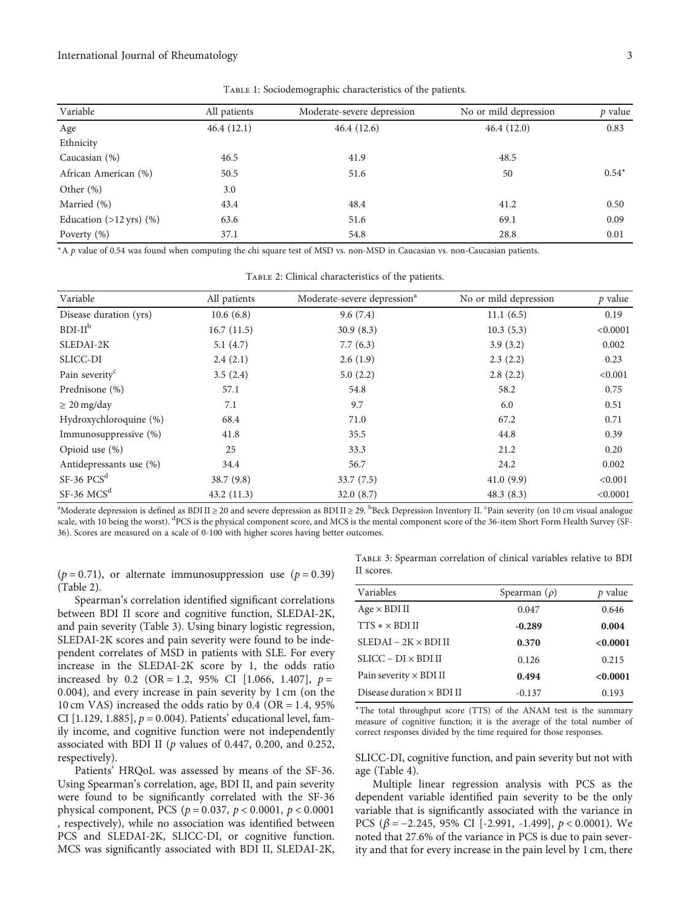Table 1: Sociodemographic characteristics of the patients.

| Variable | All patients | Moderate-severe depression | No or mild depression | $p$ value |
|---|---|---|---|---|
| Age | 46.4 (12.1) | 46.4 (12.6) | 46.4 (12.0) | 0.83 |
| Ethnicity | | | | |
| Caucasian (%) | 46.5 | 41.9 | 48.5 | |
| African American (%) | 50.5 | 51.6 | 50 | 0.54* |
| Other (%) | 3.0 | | | |
| Married (%) | 43.4 | 48.4 | 41.2 | 0.50 |
| Education (>12 yrs) (%) | 63.6 | 51.6 | 69.1 | 0.09 |
| Poverty (%) | 37.1 | 54.8 | 28.8 | 0.01 |

*A $p$ value of 0.54 was found when computing the chi square test of MSD vs. non-MSD in Caucasian vs. non-Caucasian patients.

Table 2: Clinical characteristics of the patients.

| Variable | All patients | Moderate-severe depression[a] | No or mild depression | $p$ value |
|---|---|---|---|---|
| Disease duration (yrs) | 10.6 (6.8) | 9.6 (7.4) | 11.1 (6.5) | 0.19 |
| BDI-II[b] | 16.7 (11.5) | 30.9 (8.3) | 10.3 (5.3) | <0.0001 |
| SLEDAI-2K | 5.1 (4.7) | 7.7 (6.3) | 3.9 (3.2) | 0.002 |
| SLICC-DI | 2.4 (2.1) | 2.6 (1.9) | 2.3 (2.2) | 0.23 |
| Pain severity[c] | 3.5 (2.4) | 5.0 (2.2) | 2.8 (2.2) | <0.001 |
| Prednisone (%) | 57.1 | 54.8 | 58.2 | 0.75 |
| ≥ 20 mg/day | 7.1 | 9.7 | 6.0 | 0.51 |
| Hydroxychloroquine (%) | 68.4 | 71.0 | 67.2 | 0.71 |
| Immunosuppressive (%) | 41.8 | 35.5 | 44.8 | 0.39 |
| Opioid use (%) | 25 | 33.3 | 21.2 | 0.20 |
| Antidepressants use (%) | 34.4 | 56.7 | 24.2 | 0.002 |
| SF-36 PCS[d] | 38.7 (9.8) | 33.7 (7.5) | 41.0 (9.9) | <0.001 |
| SF-36 MCS[d] | 43.2 (11.3) | 32.0 (8.7) | 48.3 (8.3) | <0.0001 |

[a]Moderate depression is defined as BDI II ≥ 20 and severe depression as BDI II ≥ 29. [b]Beck Depression Inventory II. [c]Pain severity (on 10 cm visual analogue scale, with 10 being the worst). [d]PCS is the physical component score, and MCS is the mental component score of the 36-item Short Form Health Survey (SF-36). Scores are measured on a scale of 0-100 with higher scores having better outcomes.

($p = 0.71$), or alternate immunosuppression use ($p = 0.39$) (Table 2).

Spearman's correlation identified significant correlations between BDI II score and cognitive function, SLEDAI-2K, and pain severity (Table 3). Using binary logistic regression, SLEDAI-2K scores and pain severity were found to be independent correlates of MSD in patients with SLE. For every increase in the SLEDAI-2K score by 1, the odds ratio increased by 0.2 (OR = 1.2, 95% CI [1.066, 1.407], $p = 0.004$), and every increase in pain severity by 1 cm (on the 10 cm VAS) increased the odds ratio by 0.4 (OR = 1.4, 95% CI [1.129, 1.885], $p = 0.004$). Patients' educational level, family income, and cognitive function were not independently associated with BDI II ($p$ values of 0.447, 0.200, and 0.252, respectively).

Patients' HRQoL was assessed by means of the SF-36. Using Spearman's correlation, age, BDI II, and pain severity were found to be significantly correlated with the SF-36 physical component, PCS ($p = 0.037$, $p < 0.0001$, $p < 0.0001$, respectively), while no association was identified between PCS and SLEDAI-2K, SLICC-DI, or cognitive function. MCS was significantly associated with BDI II, SLEDAI-2K, SLICC-DI, cognitive function, and pain severity but not with age (Table 4).

Table 3: Spearman correlation of clinical variables relative to BDI II scores.

| Variables | Spearman ($\rho$) | $p$ value |
|---|---|---|
| Age × BDI II | 0.047 | 0.646 |
| TTS * × BDI II | **-0.289** | **0.004** |
| SLEDAI − 2K × BDI II | **0.370** | **<0.0001** |
| SLICC − DI × BDI II | 0.126 | 0.215 |
| Pain severity × BDI II | **0.494** | **<0.0001** |
| Disease duration × BDI II | -0.137 | 0.193 |

*The total throughput score (TTS) of the ANAM test is the summary measure of cognitive function; it is the average of the total number of correct responses divided by the time required for those responses.

Multiple linear regression analysis with PCS as the dependent variable identified pain severity to be the only variable that is significantly associated with the variance in PCS ($\beta = -2.245$, 95% CI [-2.991, -1.499], $p < 0.0001$). We noted that 27.6% of the variance in PCS is due to pain severity and that for every increase in the pain level by 1 cm, there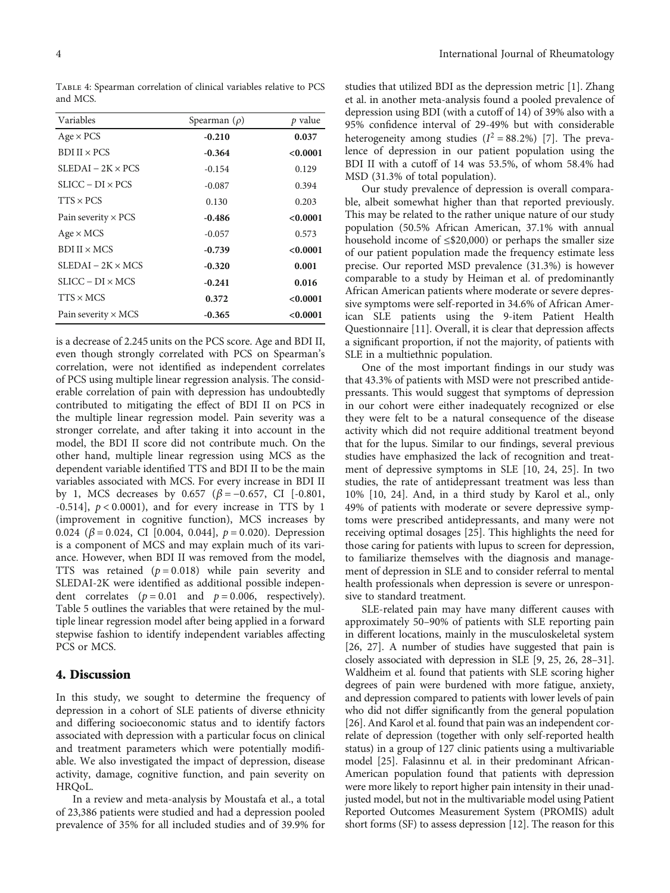Table 4: Spearman correlation of clinical variables relative to PCS and MCS.

| Variables | Spearman ($\rho$) | $p$ value |
|---|---|---|
| Age × PCS | **-0.210** | **0.037** |
| BDI II × PCS | **-0.364** | **<0.0001** |
| SLEDAI − 2K × PCS | -0.154 | 0.129 |
| SLICC − DI × PCS | -0.087 | 0.394 |
| TTS × PCS | 0.130 | 0.203 |
| Pain severity × PCS | **-0.486** | **<0.0001** |
| Age × MCS | -0.057 | 0.573 |
| BDI II × MCS | **-0.739** | **<0.0001** |
| SLEDAI − 2K × MCS | **-0.320** | **0.001** |
| SLICC − DI × MCS | **-0.241** | **0.016** |
| TTS × MCS | **0.372** | **<0.0001** |
| Pain severity × MCS | **-0.365** | **<0.0001** |

is a decrease of 2.245 units on the PCS score. Age and BDI II, even though strongly correlated with PCS on Spearman's correlation, were not identified as independent correlates of PCS using multiple linear regression analysis. The considerable correlation of pain with depression has undoubtedly contributed to mitigating the effect of BDI II on PCS in the multiple linear regression model. Pain severity was a stronger correlate, and after taking it into account in the model, the BDI II score did not contribute much. On the other hand, multiple linear regression using MCS as the dependent variable identified TTS and BDI II to be the main variables associated with MCS. For every increase in BDI II by 1, MCS decreases by 0.657 ($\beta = -0.657$, CI [-0.801, -0.514], $p < 0.0001$), and for every increase in TTS by 1 (improvement in cognitive function), MCS increases by 0.024 ($\beta = 0.024$, CI [0.004, 0.044], $p = 0.020$). Depression is a component of MCS and may explain much of its variance. However, when BDI II was removed from the model, TTS was retained ($p = 0.018$) while pain severity and SLEDAI-2K were identified as additional possible independent correlates ($p = 0.01$ and $p = 0.006$, respectively). Table 5 outlines the variables that were retained by the multiple linear regression model after being applied in a forward stepwise fashion to identify independent variables affecting PCS or MCS.

## 4. Discussion

In this study, we sought to determine the frequency of depression in a cohort of SLE patients of diverse ethnicity and differing socioeconomic status and to identify factors associated with depression with a particular focus on clinical and treatment parameters which were potentially modifiable. We also investigated the impact of depression, disease activity, damage, cognitive function, and pain severity on HRQoL.

In a review and meta-analysis by Moustafa et al., a total of 23,386 patients were studied and had a depression pooled prevalence of 35% for all included studies and of 39.9% for studies that utilized BDI as the depression metric [1]. Zhang et al. in another meta-analysis found a pooled prevalence of depression using BDI (with a cutoff of 14) of 39% also with a 95% confidence interval of 29-49% but with considerable heterogeneity among studies ($I^2 = 88.2\%$) [7]. The prevalence of depression in our patient population using the BDI II with a cutoff of 14 was 53.5%, of whom 58.4% had MSD (31.3% of total population).

Our study prevalence of depression is overall comparable, albeit somewhat higher than that reported previously. This may be related to the rather unique nature of our study population (50.5% African American, 37.1% with annual household income of ≤\$20,000) or perhaps the smaller size of our patient population made the frequency estimate less precise. Our reported MSD prevalence (31.3%) is however comparable to a study by Heiman et al. of predominantly African American patients where moderate or severe depressive symptoms were self-reported in 34.6% of African American SLE patients using the 9-item Patient Health Questionnaire [11]. Overall, it is clear that depression affects a significant proportion, if not the majority, of patients with SLE in a multiethnic population.

One of the most important findings in our study was that 43.3% of patients with MSD were not prescribed antidepressants. This would suggest that symptoms of depression in our cohort were either inadequately recognized or else they were felt to be a natural consequence of the disease activity which did not require additional treatment beyond that for the lupus. Similar to our findings, several previous studies have emphasized the lack of recognition and treatment of depressive symptoms in SLE [10, 24, 25]. In two studies, the rate of antidepressant treatment was less than 10% [10, 24]. And, in a third study by Karol et al., only 49% of patients with moderate or severe depressive symptoms were prescribed antidepressants, and many were not receiving optimal dosages [25]. This highlights the need for those caring for patients with lupus to screen for depression, to familiarize themselves with the diagnosis and management of depression in SLE and to consider referral to mental health professionals when depression is severe or unresponsive to standard treatment.

SLE-related pain may have many different causes with approximately 50–90% of patients with SLE reporting pain in different locations, mainly in the musculoskeletal system [26, 27]. A number of studies have suggested that pain is closely associated with depression in SLE [9, 25, 26, 28–31]. Waldheim et al. found that patients with SLE scoring higher degrees of pain were burdened with more fatigue, anxiety, and depression compared to patients with lower levels of pain who did not differ significantly from the general population [26]. And Karol et al. found that pain was an independent correlate of depression (together with only self-reported health status) in a group of 127 clinic patients using a multivariable model [25]. Falasinnu et al. in their predominant African-American population found that patients with depression were more likely to report higher pain intensity in their unadjusted model, but not in the multivariable model using Patient Reported Outcomes Measurement System (PROMIS) adult short forms (SF) to assess depression [12]. The reason for this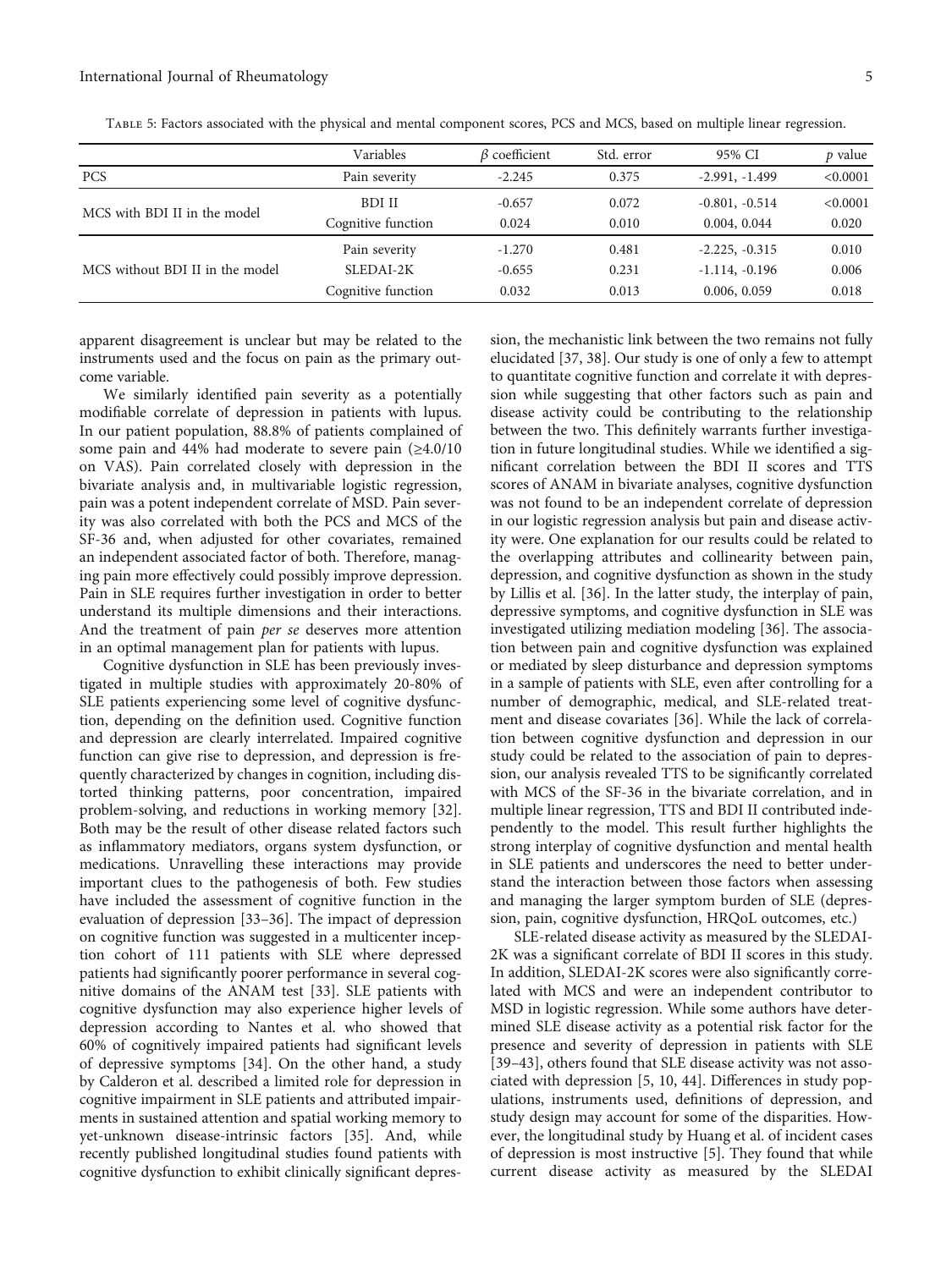Table 5: Factors associated with the physical and mental component scores, PCS and MCS, based on multiple linear regression.

| | Variables | $\beta$ coefficient | Std. error | 95% CI | $p$ value |
|---|---|---|---|---|---|
| PCS | Pain severity | -2.245 | 0.375 | -2.991, -1.499 | <0.0001 |
| MCS with BDI II in the model | BDI II | -0.657 | 0.072 | -0.801, -0.514 | <0.0001 |
| | Cognitive function | 0.024 | 0.010 | 0.004, 0.044 | 0.020 |
| MCS without BDI II in the model | Pain severity | -1.270 | 0.481 | -2.225, -0.315 | 0.010 |
| | SLEDAI-2K | -0.655 | 0.231 | -1.114, -0.196 | 0.006 |
| | Cognitive function | 0.032 | 0.013 | 0.006, 0.059 | 0.018 |

apparent disagreement is unclear but may be related to the instruments used and the focus on pain as the primary outcome variable.

We similarly identified pain severity as a potentially modifiable correlate of depression in patients with lupus. In our patient population, 88.8% of patients complained of some pain and 44% had moderate to severe pain (≥4.0/10 on VAS). Pain correlated closely with depression in the bivariate analysis and, in multivariable logistic regression, pain was a potent independent correlate of MSD. Pain severity was also correlated with both the PCS and MCS of the SF-36 and, when adjusted for other covariates, remained an independent associated factor of both. Therefore, managing pain more effectively could possibly improve depression. Pain in SLE requires further investigation in order to better understand its multiple dimensions and their interactions. And the treatment of pain *per se* deserves more attention in an optimal management plan for patients with lupus.

Cognitive dysfunction in SLE has been previously investigated in multiple studies with approximately 20-80% of SLE patients experiencing some level of cognitive dysfunction, depending on the definition used. Cognitive function and depression are clearly interrelated. Impaired cognitive function can give rise to depression, and depression is frequently characterized by changes in cognition, including distorted thinking patterns, poor concentration, impaired problem-solving, and reductions in working memory [32]. Both may be the result of other disease related factors such as inflammatory mediators, organs system dysfunction, or medications. Unravelling these interactions may provide important clues to the pathogenesis of both. Few studies have included the assessment of cognitive function in the evaluation of depression [33–36]. The impact of depression on cognitive function was suggested in a multicenter inception cohort of 111 patients with SLE where depressed patients had significantly poorer performance in several cognitive domains of the ANAM test [33]. SLE patients with cognitive dysfunction may also experience higher levels of depression according to Nantes et al. who showed that 60% of cognitively impaired patients had significant levels of depressive symptoms [34]. On the other hand, a study by Calderon et al. described a limited role for depression in cognitive impairment in SLE patients and attributed impairments in sustained attention and spatial working memory to yet-unknown disease-intrinsic factors [35]. And, while recently published longitudinal studies found patients with cognitive dysfunction to exhibit clinically significant depression, the mechanistic link between the two remains not fully elucidated [37, 38]. Our study is one of only a few to attempt to quantitate cognitive function and correlate it with depression while suggesting that other factors such as pain and disease activity could be contributing to the relationship between the two. This definitely warrants further investigation in future longitudinal studies. While we identified a significant correlation between the BDI II scores and TTS scores of ANAM in bivariate analyses, cognitive dysfunction was not found to be an independent correlate of depression in our logistic regression analysis but pain and disease activity were. One explanation for our results could be related to the overlapping attributes and collinearity between pain, depression, and cognitive dysfunction as shown in the study by Lillis et al. [36]. In the latter study, the interplay of pain, depressive symptoms, and cognitive dysfunction in SLE was investigated utilizing mediation modeling [36]. The association between pain and cognitive dysfunction was explained or mediated by sleep disturbance and depression symptoms in a sample of patients with SLE, even after controlling for a number of demographic, medical, and SLE-related treatment and disease covariates [36]. While the lack of correlation between cognitive dysfunction and depression in our study could be related to the association of pain to depression, our analysis revealed TTS to be significantly correlated with MCS of the SF-36 in the bivariate correlation, and in multiple linear regression, TTS and BDI II contributed independently to the model. This result further highlights the strong interplay of cognitive dysfunction and mental health in SLE patients and underscores the need to better understand the interaction between those factors when assessing and managing the larger symptom burden of SLE (depression, pain, cognitive dysfunction, HRQoL outcomes, etc.)

SLE-related disease activity as measured by the SLEDAI-2K was a significant correlate of BDI II scores in this study. In addition, SLEDAI-2K scores were also significantly correlated with MCS and were an independent contributor to MSD in logistic regression. While some authors have determined SLE disease activity as a potential risk factor for the presence and severity of depression in patients with SLE [39–43], others found that SLE disease activity was not associated with depression [5, 10, 44]. Differences in study populations, instruments used, definitions of depression, and study design may account for some of the disparities. However, the longitudinal study by Huang et al. of incident cases of depression is most instructive [5]. They found that while current disease activity as measured by the SLEDAI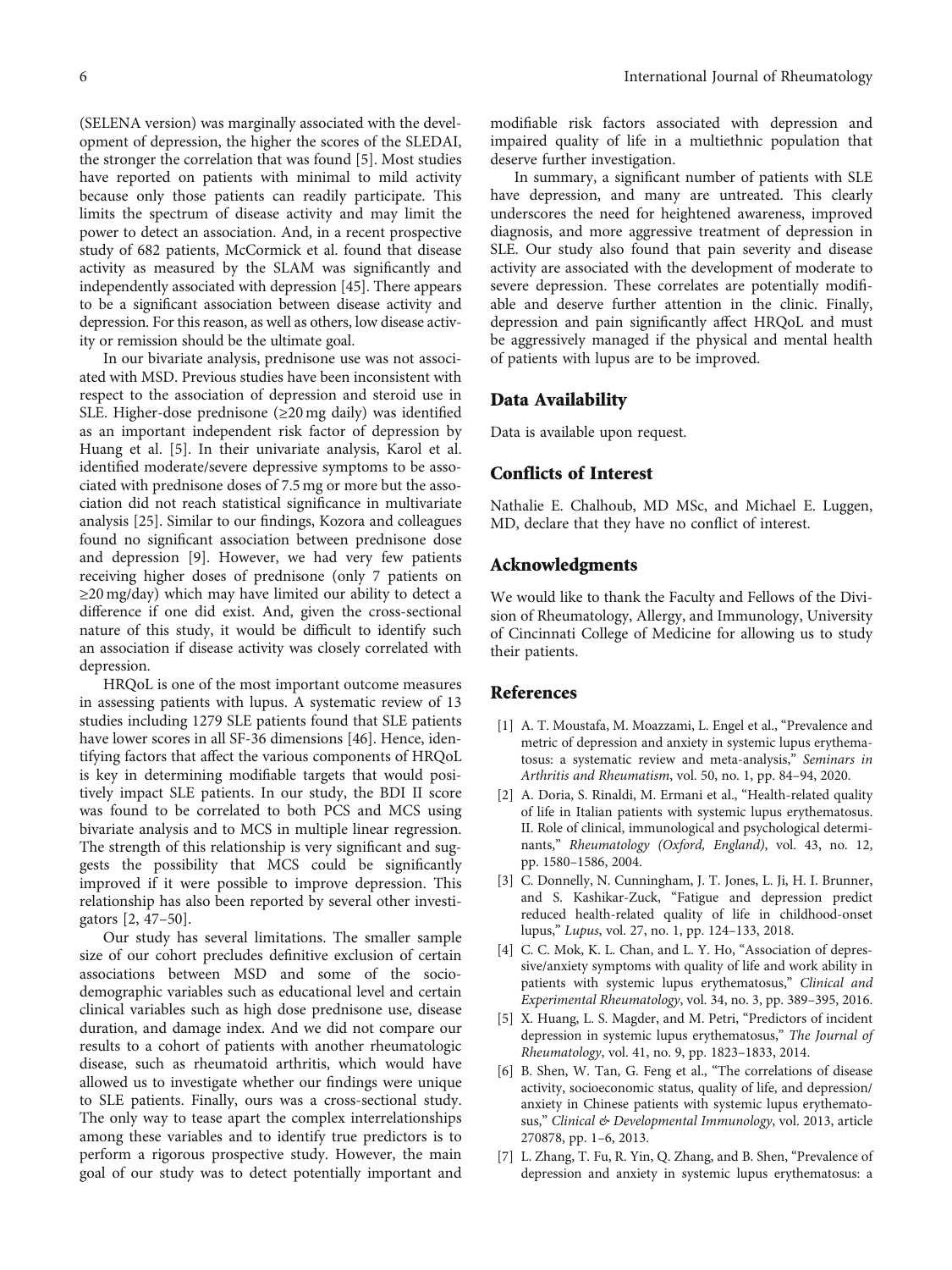(SELENA version) was marginally associated with the development of depression, the higher the scores of the SLEDAI, the stronger the correlation that was found [5]. Most studies have reported on patients with minimal to mild activity because only those patients can readily participate. This limits the spectrum of disease activity and may limit the power to detect an association. And, in a recent prospective study of 682 patients, McCormick et al. found that disease activity as measured by the SLAM was significantly and independently associated with depression [45]. There appears to be a significant association between disease activity and depression. For this reason, as well as others, low disease activity or remission should be the ultimate goal.

In our bivariate analysis, prednisone use was not associated with MSD. Previous studies have been inconsistent with respect to the association of depression and steroid use in SLE. Higher-dose prednisone (≥20 mg daily) was identified as an important independent risk factor of depression by Huang et al. [5]. In their univariate analysis, Karol et al. identified moderate/severe depressive symptoms to be associated with prednisone doses of 7.5 mg or more but the association did not reach statistical significance in multivariate analysis [25]. Similar to our findings, Kozora and colleagues found no significant association between prednisone dose and depression [9]. However, we had very few patients receiving higher doses of prednisone (only 7 patients on ≥20 mg/day) which may have limited our ability to detect a difference if one did exist. And, given the cross-sectional nature of this study, it would be difficult to identify such an association if disease activity was closely correlated with depression.

HRQoL is one of the most important outcome measures in assessing patients with lupus. A systematic review of 13 studies including 1279 SLE patients found that SLE patients have lower scores in all SF-36 dimensions [46]. Hence, identifying factors that affect the various components of HRQoL is key in determining modifiable targets that would positively impact SLE patients. In our study, the BDI II score was found to be correlated to both PCS and MCS using bivariate analysis and to MCS in multiple linear regression. The strength of this relationship is very significant and suggests the possibility that MCS could be significantly improved if it were possible to improve depression. This relationship has also been reported by several other investigators [2, 47–50].

Our study has several limitations. The smaller sample size of our cohort precludes definitive exclusion of certain associations between MSD and some of the sociodemographic variables such as educational level and certain clinical variables such as high dose prednisone use, disease duration, and damage index. And we did not compare our results to a cohort of patients with another rheumatologic disease, such as rheumatoid arthritis, which would have allowed us to investigate whether our findings were unique to SLE patients. Finally, ours was a cross-sectional study. The only way to tease apart the complex interrelationships among these variables and to identify true predictors is to perform a rigorous prospective study. However, the main goal of our study was to detect potentially important and modifiable risk factors associated with depression and impaired quality of life in a multiethnic population that deserve further investigation.

In summary, a significant number of patients with SLE have depression, and many are untreated. This clearly underscores the need for heightened awareness, improved diagnosis, and more aggressive treatment of depression in SLE. Our study also found that pain severity and disease activity are associated with the development of moderate to severe depression. These correlates are potentially modifiable and deserve further attention in the clinic. Finally, depression and pain significantly affect HRQoL and must be aggressively managed if the physical and mental health of patients with lupus are to be improved.

## Data Availability

Data is available upon request.

## Conflicts of Interest

Nathalie E. Chalhoub, MD MSc, and Michael E. Luggen, MD, declare that they have no conflict of interest.

## Acknowledgments

We would like to thank the Faculty and Fellows of the Division of Rheumatology, Allergy, and Immunology, University of Cincinnati College of Medicine for allowing us to study their patients.

## References

[1] A. T. Moustafa, M. Moazzami, L. Engel et al., "Prevalence and metric of depression and anxiety in systemic lupus erythematosus: a systematic review and meta-analysis," *Seminars in Arthritis and Rheumatism*, vol. 50, no. 1, pp. 84–94, 2020.

[2] A. Doria, S. Rinaldi, M. Ermani et al., "Health-related quality of life in Italian patients with systemic lupus erythematosus. II. Role of clinical, immunological and psychological determinants," *Rheumatology (Oxford, England)*, vol. 43, no. 12, pp. 1580–1586, 2004.

[3] C. Donnelly, N. Cunningham, J. T. Jones, L. Ji, H. I. Brunner, and S. Kashikar-Zuck, "Fatigue and depression predict reduced health-related quality of life in childhood-onset lupus," *Lupus*, vol. 27, no. 1, pp. 124–133, 2018.

[4] C. C. Mok, K. L. Chan, and L. Y. Ho, "Association of depressive/anxiety symptoms with quality of life and work ability in patients with systemic lupus erythematosus," *Clinical and Experimental Rheumatology*, vol. 34, no. 3, pp. 389–395, 2016.

[5] X. Huang, L. S. Magder, and M. Petri, "Predictors of incident depression in systemic lupus erythematosus," *The Journal of Rheumatology*, vol. 41, no. 9, pp. 1823–1833, 2014.

[6] B. Shen, W. Tan, G. Feng et al., "The correlations of disease activity, socioeconomic status, quality of life, and depression/anxiety in Chinese patients with systemic lupus erythematosus," *Clinical & Developmental Immunology*, vol. 2013, article 270878, pp. 1–6, 2013.

[7] L. Zhang, T. Fu, R. Yin, Q. Zhang, and B. Shen, "Prevalence of depression and anxiety in systemic lupus erythematosus: a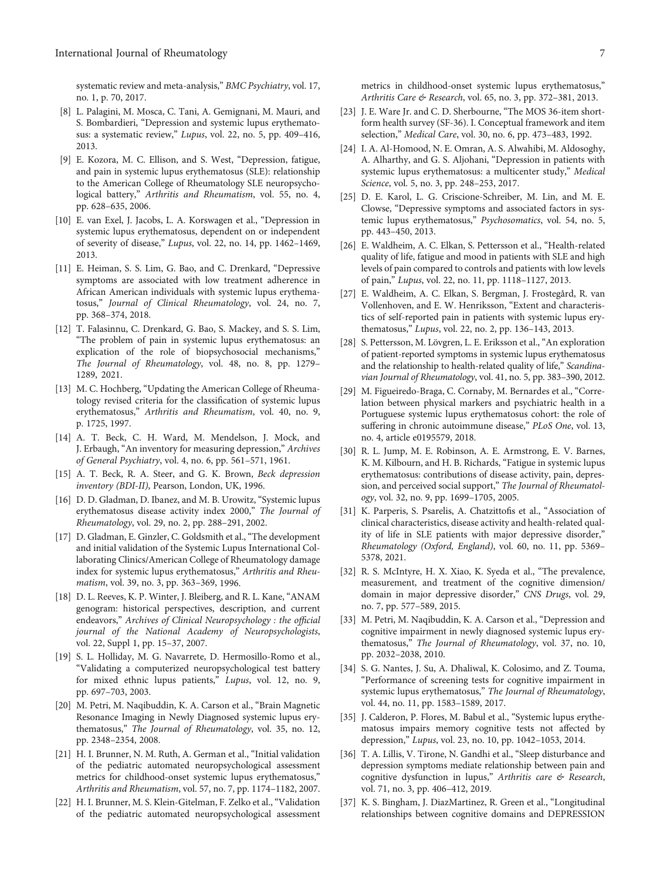systematic review and meta-analysis," *BMC Psychiatry*, vol. 17, no. 1, p. 70, 2017.

[8] L. Palagini, M. Mosca, C. Tani, A. Gemignani, M. Mauri, and S. Bombardieri, "Depression and systemic lupus erythematosus: a systematic review," *Lupus*, vol. 22, no. 5, pp. 409–416, 2013.

[9] E. Kozora, M. C. Ellison, and S. West, "Depression, fatigue, and pain in systemic lupus erythematosus (SLE): relationship to the American College of Rheumatology SLE neuropsychological battery," *Arthritis and Rheumatism*, vol. 55, no. 4, pp. 628–635, 2006.

[10] E. van Exel, J. Jacobs, L. A. Korswagen et al., "Depression in systemic lupus erythematosus, dependent on or independent of severity of disease," *Lupus*, vol. 22, no. 14, pp. 1462–1469, 2013.

[11] E. Heiman, S. S. Lim, G. Bao, and C. Drenkard, "Depressive symptoms are associated with low treatment adherence in African American individuals with systemic lupus erythematosus," *Journal of Clinical Rheumatology*, vol. 24, no. 7, pp. 368–374, 2018.

[12] T. Falasinnu, C. Drenkard, G. Bao, S. Mackey, and S. S. Lim, "The problem of pain in systemic lupus erythematosus: an explication of the role of biopsychosocial mechanisms," *The Journal of Rheumatology*, vol. 48, no. 8, pp. 1279–1289, 2021.

[13] M. C. Hochberg, "Updating the American College of Rheumatology revised criteria for the classification of systemic lupus erythematosus," *Arthritis and Rheumatism*, vol. 40, no. 9, p. 1725, 1997.

[14] A. T. Beck, C. H. Ward, M. Mendelson, J. Mock, and J. Erbaugh, "An inventory for measuring depression," *Archives of General Psychiatry*, vol. 4, no. 6, pp. 561–571, 1961.

[15] A. T. Beck, R. A. Steer, and G. K. Brown, *Beck depression inventory (BDI-II)*, Pearson, London, UK, 1996.

[16] D. D. Gladman, D. Ibanez, and M. B. Urowitz, "Systemic lupus erythematosus disease activity index 2000," *The Journal of Rheumatology*, vol. 29, no. 2, pp. 288–291, 2002.

[17] D. Gladman, E. Ginzler, C. Goldsmith et al., "The development and initial validation of the Systemic Lupus International Collaborating Clinics/American College of Rheumatology damage index for systemic lupus erythematosus," *Arthritis and Rheumatism*, vol. 39, no. 3, pp. 363–369, 1996.

[18] D. L. Reeves, K. P. Winter, J. Bleiberg, and R. L. Kane, "ANAM genogram: historical perspectives, description, and current endeavors," *Archives of Clinical Neuropsychology : the official journal of the National Academy of Neuropsychologists*, vol. 22, Suppl 1, pp. 15–37, 2007.

[19] S. L. Holliday, M. G. Navarrete, D. Hermosillo-Romo et al., "Validating a computerized neuropsychological test battery for mixed ethnic lupus patients," *Lupus*, vol. 12, no. 9, pp. 697–703, 2003.

[20] M. Petri, M. Naqibuddin, K. A. Carson et al., "Brain Magnetic Resonance Imaging in Newly Diagnosed systemic lupus erythematosus," *The Journal of Rheumatology*, vol. 35, no. 12, pp. 2348–2354, 2008.

[21] H. I. Brunner, N. M. Ruth, A. German et al., "Initial validation of the pediatric automated neuropsychological assessment metrics for childhood-onset systemic lupus erythematosus," *Arthritis and Rheumatism*, vol. 57, no. 7, pp. 1174–1182, 2007.

[22] H. I. Brunner, M. S. Klein-Gitelman, F. Zelko et al., "Validation of the pediatric automated neuropsychological assessment metrics in childhood-onset systemic lupus erythematosus," *Arthritis Care & Research*, vol. 65, no. 3, pp. 372–381, 2013.

[23] J. E. Ware Jr. and C. D. Sherbourne, "The MOS 36-item short-form health survey (SF-36). I. Conceptual framework and item selection," *Medical Care*, vol. 30, no. 6, pp. 473–483, 1992.

[24] I. A. Al-Homood, N. E. Omran, A. S. Alwahibi, M. Aldosoghy, A. Alharthy, and G. S. Aljohani, "Depression in patients with systemic lupus erythematosus: a multicenter study," *Medical Science*, vol. 5, no. 3, pp. 248–253, 2017.

[25] D. E. Karol, L. G. Criscione-Schreiber, M. Lin, and M. E. Clowse, "Depressive symptoms and associated factors in systemic lupus erythematosus," *Psychosomatics*, vol. 54, no. 5, pp. 443–450, 2013.

[26] E. Waldheim, A. C. Elkan, S. Pettersson et al., "Health-related quality of life, fatigue and mood in patients with SLE and high levels of pain compared to controls and patients with low levels of pain," *Lupus*, vol. 22, no. 11, pp. 1118–1127, 2013.

[27] E. Waldheim, A. C. Elkan, S. Bergman, J. Frostegård, R. van Vollenhoven, and E. W. Henriksson, "Extent and characteristics of self-reported pain in patients with systemic lupus erythematosus," *Lupus*, vol. 22, no. 2, pp. 136–143, 2013.

[28] S. Pettersson, M. Lövgren, L. E. Eriksson et al., "An exploration of patient-reported symptoms in systemic lupus erythematosus and the relationship to health-related quality of life," *Scandinavian Journal of Rheumatology*, vol. 41, no. 5, pp. 383–390, 2012.

[29] M. Figueiredo-Braga, C. Cornaby, M. Bernardes et al., "Correlation between physical markers and psychiatric health in a Portuguese systemic lupus erythematosus cohort: the role of suffering in chronic autoimmune disease," *PLoS One*, vol. 13, no. 4, article e0195579, 2018.

[30] R. L. Jump, M. E. Robinson, A. E. Armstrong, E. V. Barnes, K. M. Kilbourn, and H. B. Richards, "Fatigue in systemic lupus erythematosus: contributions of disease activity, pain, depression, and perceived social support," *The Journal of Rheumatology*, vol. 32, no. 9, pp. 1699–1705, 2005.

[31] K. Parperis, S. Psarelis, A. Chatzittofis et al., "Association of clinical characteristics, disease activity and health-related quality of life in SLE patients with major depressive disorder," *Rheumatology (Oxford, England)*, vol. 60, no. 11, pp. 5369–5378, 2021.

[32] R. S. McIntyre, H. X. Xiao, K. Syeda et al., "The prevalence, measurement, and treatment of the cognitive dimension/domain in major depressive disorder," *CNS Drugs*, vol. 29, no. 7, pp. 577–589, 2015.

[33] M. Petri, M. Naqibuddin, K. A. Carson et al., "Depression and cognitive impairment in newly diagnosed systemic lupus erythematosus," *The Journal of Rheumatology*, vol. 37, no. 10, pp. 2032–2038, 2010.

[34] S. G. Nantes, J. Su, A. Dhaliwal, K. Colosimo, and Z. Touma, "Performance of screening tests for cognitive impairment in systemic lupus erythematosus," *The Journal of Rheumatology*, vol. 44, no. 11, pp. 1583–1589, 2017.

[35] J. Calderon, P. Flores, M. Babul et al., "Systemic lupus erythematosus impairs memory cognitive tests not affected by depression," *Lupus*, vol. 23, no. 10, pp. 1042–1053, 2014.

[36] T. A. Lillis, V. Tirone, N. Gandhi et al., "Sleep disturbance and depression symptoms mediate relationship between pain and cognitive dysfunction in lupus," *Arthritis care & Research*, vol. 71, no. 3, pp. 406–412, 2019.

[37] K. S. Bingham, J. DiazMartinez, R. Green et al., "Longitudinal relationships between cognitive domains and DEPRESSION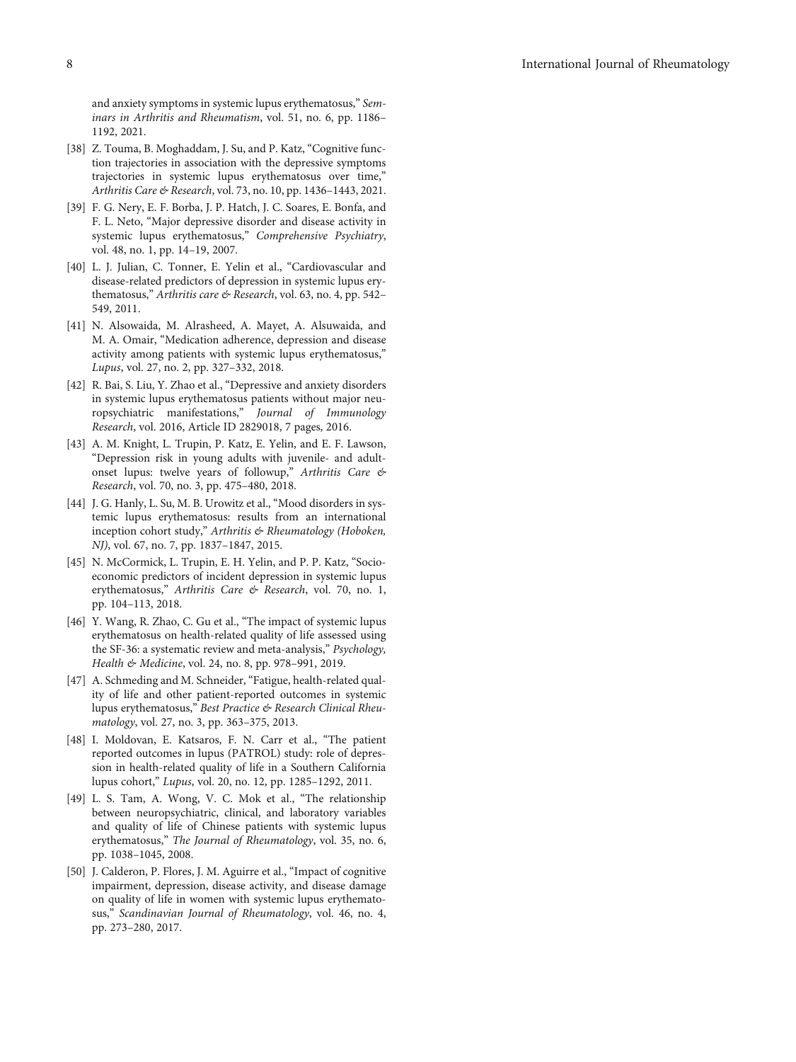and anxiety symptoms in systemic lupus erythematosus," *Seminars in Arthritis and Rheumatism*, vol. 51, no. 6, pp. 1186–1192, 2021.

[38] Z. Touma, B. Moghaddam, J. Su, and P. Katz, "Cognitive function trajectories in association with the depressive symptoms trajectories in systemic lupus erythematosus over time," *Arthritis Care & Research*, vol. 73, no. 10, pp. 1436–1443, 2021.

[39] F. G. Nery, E. F. Borba, J. P. Hatch, J. C. Soares, E. Bonfa, and F. L. Neto, "Major depressive disorder and disease activity in systemic lupus erythematosus," *Comprehensive Psychiatry*, vol. 48, no. 1, pp. 14–19, 2007.

[40] L. J. Julian, C. Tonner, E. Yelin et al., "Cardiovascular and disease-related predictors of depression in systemic lupus erythematosus," *Arthritis care & Research*, vol. 63, no. 4, pp. 542–549, 2011.

[41] N. Alsowaida, M. Alrasheed, A. Mayet, A. Alsuwaida, and M. A. Omair, "Medication adherence, depression and disease activity among patients with systemic lupus erythematosus," *Lupus*, vol. 27, no. 2, pp. 327–332, 2018.

[42] R. Bai, S. Liu, Y. Zhao et al., "Depressive and anxiety disorders in systemic lupus erythematosus patients without major neuropsychiatric manifestations," *Journal of Immunology Research*, vol. 2016, Article ID 2829018, 7 pages, 2016.

[43] A. M. Knight, L. Trupin, P. Katz, E. Yelin, and E. F. Lawson, "Depression risk in young adults with juvenile- and adult-onset lupus: twelve years of followup," *Arthritis Care & Research*, vol. 70, no. 3, pp. 475–480, 2018.

[44] J. G. Hanly, L. Su, M. B. Urowitz et al., "Mood disorders in systemic lupus erythematosus: results from an international inception cohort study," *Arthritis & Rheumatology (Hoboken, NJ)*, vol. 67, no. 7, pp. 1837–1847, 2015.

[45] N. McCormick, L. Trupin, E. H. Yelin, and P. P. Katz, "Socioeconomic predictors of incident depression in systemic lupus erythematosus," *Arthritis Care & Research*, vol. 70, no. 1, pp. 104–113, 2018.

[46] Y. Wang, R. Zhao, C. Gu et al., "The impact of systemic lupus erythematosus on health-related quality of life assessed using the SF-36: a systematic review and meta-analysis," *Psychology, Health & Medicine*, vol. 24, no. 8, pp. 978–991, 2019.

[47] A. Schmeding and M. Schneider, "Fatigue, health-related quality of life and other patient-reported outcomes in systemic lupus erythematosus," *Best Practice & Research Clinical Rheumatology*, vol. 27, no. 3, pp. 363–375, 2013.

[48] I. Moldovan, E. Katsaros, F. N. Carr et al., "The patient reported outcomes in lupus (PATROL) study: role of depression in health-related quality of life in a Southern California lupus cohort," *Lupus*, vol. 20, no. 12, pp. 1285–1292, 2011.

[49] L. S. Tam, A. Wong, V. C. Mok et al., "The relationship between neuropsychiatric, clinical, and laboratory variables and quality of life of Chinese patients with systemic lupus erythematosus," *The Journal of Rheumatology*, vol. 35, no. 6, pp. 1038–1045, 2008.

[50] J. Calderon, P. Flores, J. M. Aguirre et al., "Impact of cognitive impairment, depression, disease activity, and disease damage on quality of life in women with systemic lupus erythematosus," *Scandinavian Journal of Rheumatology*, vol. 46, no. 4, pp. 273–280, 2017.